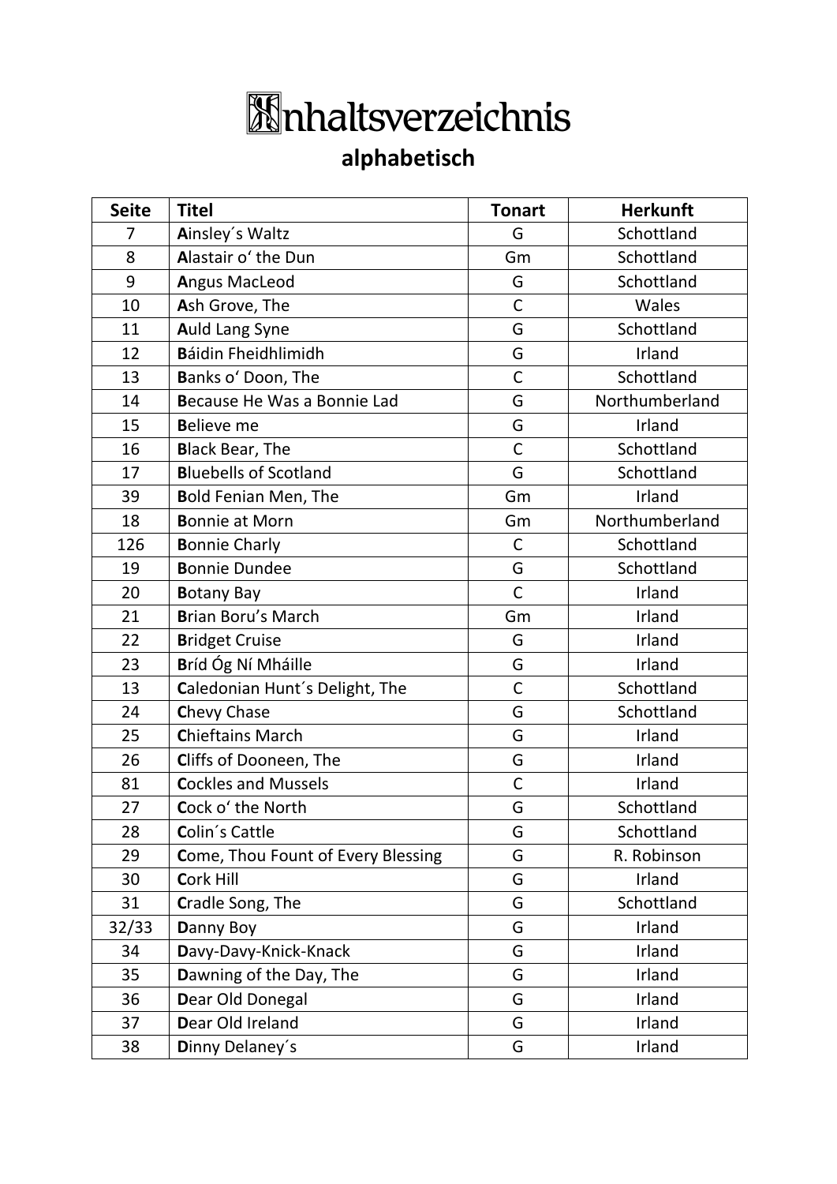# Inhaltsverzeichnis

## alphabetisch

| Seite | Titel | Tonart | Herkunft |
|---|---|---|---|
| 7 | **A**insley´s Waltz | G | Schottland |
| 8 | **A**lastair o‘ the Dun | Gm | Schottland |
| 9 | **A**ngus MacLeod | G | Schottland |
| 10 | **A**sh Grove, The | C | Wales |
| 11 | **A**uld Lang Syne | G | Schottland |
| 12 | **B**áidin Fheidhlimidh | G | Irland |
| 13 | **B**anks o‘ Doon, The | C | Schottland |
| 14 | **B**ecause He Was a Bonnie Lad | G | Northumberland |
| 15 | **B**elieve me | G | Irland |
| 16 | **B**lack Bear, The | C | Schottland |
| 17 | **B**luebells of Scotland | G | Schottland |
| 39 | **B**old Fenian Men, The | Gm | Irland |
| 18 | **B**onnie at Morn | Gm | Northumberland |
| 126 | **B**onnie Charly | C | Schottland |
| 19 | **B**onnie Dundee | G | Schottland |
| 20 | **B**otany Bay | C | Irland |
| 21 | **B**rian Boru’s March | Gm | Irland |
| 22 | **B**ridget Cruise | G | Irland |
| 23 | **B**ríd Óg Ní Mháille | G | Irland |
| 13 | **C**aledonian Hunt´s Delight, The | C | Schottland |
| 24 | **C**hevy Chase | G | Schottland |
| 25 | **C**hieftains March | G | Irland |
| 26 | **C**liffs of Dooneen, The | G | Irland |
| 81 | **C**ockles and Mussels | C | Irland |
| 27 | **C**ock o‘ the North | G | Schottland |
| 28 | **C**olin´s Cattle | G | Schottland |
| 29 | **C**ome, Thou Fount of Every Blessing | G | R. Robinson |
| 30 | **C**ork Hill | G | Irland |
| 31 | **C**radle Song, The | G | Schottland |
| 32/33 | **D**anny Boy | G | Irland |
| 34 | **D**avy-Davy-Knick-Knack | G | Irland |
| 35 | **D**awning of the Day, The | G | Irland |
| 36 | **D**ear Old Donegal | G | Irland |
| 37 | **D**ear Old Ireland | G | Irland |
| 38 | **D**inny Delaney´s | G | Irland |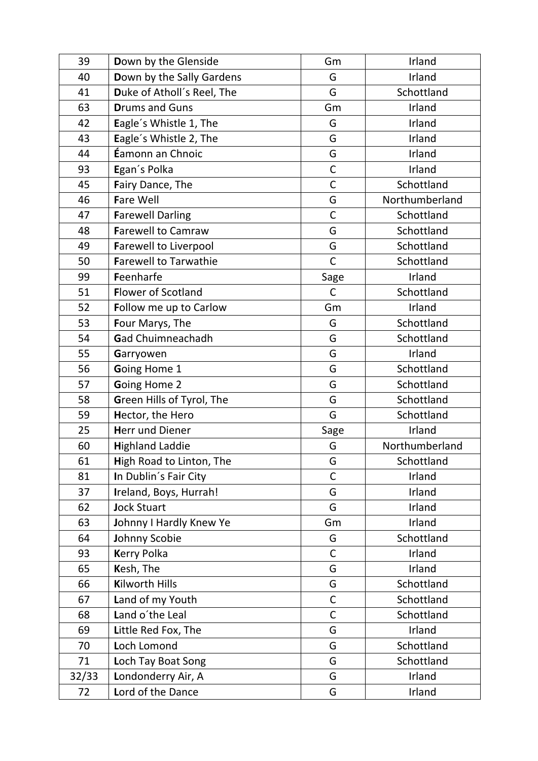| 39 | **D**own by the Glenside | Gm | Irland |
|---|---|---|---|
| 40 | **D**own by the Sally Gardens | G | Irland |
| 41 | **D**uke of Atholl´s Reel, The | G | Schottland |
| 63 | **D**rums and Guns | Gm | Irland |
| 42 | **E**agle´s Whistle 1, The | G | Irland |
| 43 | **E**agle´s Whistle 2, The | G | Irland |
| 44 | **É**amonn an Chnoic | G | Irland |
| 93 | **E**gan´s Polka | C | Irland |
| 45 | **F**airy Dance, The | C | Schottland |
| 46 | **F**are Well | G | Northumberland |
| 47 | **F**arewell Darling | C | Schottland |
| 48 | **F**arewell to Camraw | G | Schottland |
| 49 | **F**arewell to Liverpool | G | Schottland |
| 50 | **F**arewell to Tarwathie | C | Schottland |
| 99 | **F**eenharfe | Sage | Irland |
| 51 | **F**lower of Scotland | C | Schottland |
| 52 | **F**ollow me up to Carlow | Gm | Irland |
| 53 | **F**our Marys, The | G | Schottland |
| 54 | **G**ad Chuimneachadh | G | Schottland |
| 55 | **G**arryowen | G | Irland |
| 56 | **G**oing Home 1 | G | Schottland |
| 57 | **G**oing Home 2 | G | Schottland |
| 58 | **G**reen Hills of Tyrol, The | G | Schottland |
| 59 | **H**ector, the Hero | G | Schottland |
| 25 | **H**err und Diener | Sage | Irland |
| 60 | **H**ighland Laddie | G | Northumberland |
| 61 | **H**igh Road to Linton, The | G | Schottland |
| 81 | **I**n Dublin´s Fair City | C | Irland |
| 37 | **I**reland, Boys, Hurrah! | G | Irland |
| 62 | **J**ock Stuart | G | Irland |
| 63 | **J**ohnny I Hardly Knew Ye | Gm | Irland |
| 64 | **J**ohnny Scobie | G | Schottland |
| 93 | **K**erry Polka | C | Irland |
| 65 | **K**esh, The | G | Irland |
| 66 | **K**ilworth Hills | G | Schottland |
| 67 | **L**and of my Youth | C | Schottland |
| 68 | **L**and o´the Leal | C | Schottland |
| 69 | **L**ittle Red Fox, The | G | Irland |
| 70 | **L**och Lomond | G | Schottland |
| 71 | **L**och Tay Boat Song | G | Schottland |
| 32/33 | **L**ondonderry Air, A | G | Irland |
| 72 | **L**ord of the Dance | G | Irland |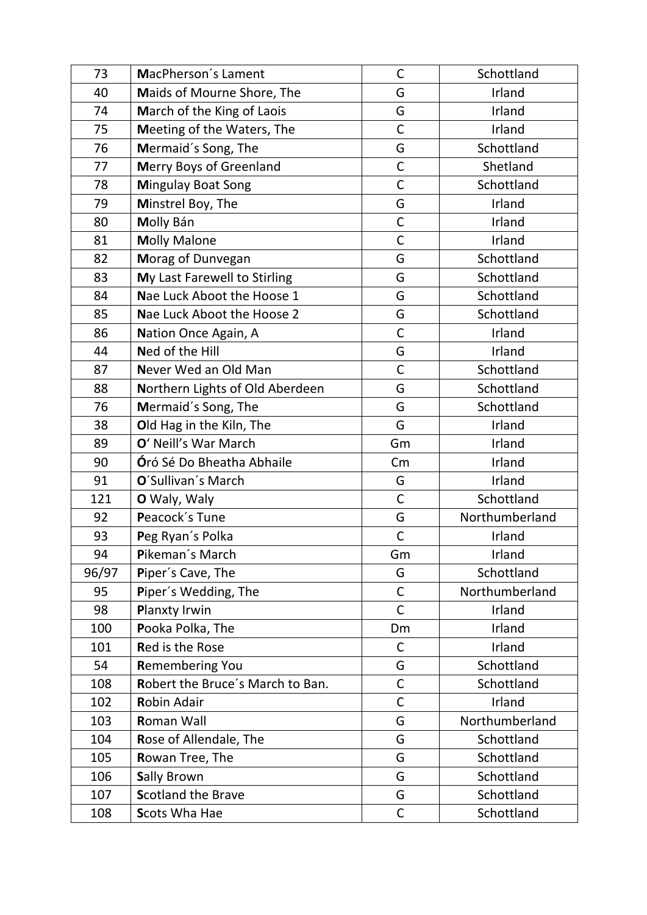| 73 | **M**acPherson´s Lament | C | Schottland |
|---|---|---|---|
| 40 | **M**aids of Mourne Shore, The | G | Irland |
| 74 | **M**arch of the King of Laois | G | Irland |
| 75 | **M**eeting of the Waters, The | C | Irland |
| 76 | **M**ermaid´s Song, The | G | Schottland |
| 77 | **M**erry Boys of Greenland | C | Shetland |
| 78 | **M**ingulay Boat Song | C | Schottland |
| 79 | **M**instrel Boy, The | G | Irland |
| 80 | **M**olly Bán | C | Irland |
| 81 | **M**olly Malone | C | Irland |
| 82 | **M**orag of Dunvegan | G | Schottland |
| 83 | **M**y Last Farewell to Stirling | G | Schottland |
| 84 | **N**ae Luck Aboot the Hoose 1 | G | Schottland |
| 85 | **N**ae Luck Aboot the Hoose 2 | G | Schottland |
| 86 | **N**ation Once Again, A | C | Irland |
| 44 | **N**ed of the Hill | G | Irland |
| 87 | **N**ever Wed an Old Man | C | Schottland |
| 88 | **N**orthern Lights of Old Aberdeen | G | Schottland |
| 76 | **M**ermaid´s Song, The | G | Schottland |
| 38 | **O**ld Hag in the Kiln, The | G | Irland |
| 89 | **O**' Neill's War March | Gm | Irland |
| 90 | **Ó**ró Sé Do Bheatha Abhaile | Cm | Irland |
| 91 | **O**´Sullivan´s March | G | Irland |
| 121 | **O** Waly, Waly | C | Schottland |
| 92 | **P**eacock´s Tune | G | Northumberland |
| 93 | **P**eg Ryan´s Polka | C | Irland |
| 94 | **P**ikeman´s March | Gm | Irland |
| 96/97 | **P**iper´s Cave, The | G | Schottland |
| 95 | **P**iper´s Wedding, The | C | Northumberland |
| 98 | **P**lanxty Irwin | C | Irland |
| 100 | **P**ooka Polka, The | Dm | Irland |
| 101 | **R**ed is the Rose | C | Irland |
| 54 | **R**emembering You | G | Schottland |
| 108 | **R**obert the Bruce´s March to Ban. | C | Schottland |
| 102 | **R**obin Adair | C | Irland |
| 103 | **R**oman Wall | G | Northumberland |
| 104 | **R**ose of Allendale, The | G | Schottland |
| 105 | **R**owan Tree, The | G | Schottland |
| 106 | **S**ally Brown | G | Schottland |
| 107 | **S**cotland the Brave | G | Schottland |
| 108 | **S**cots Wha Hae | C | Schottland |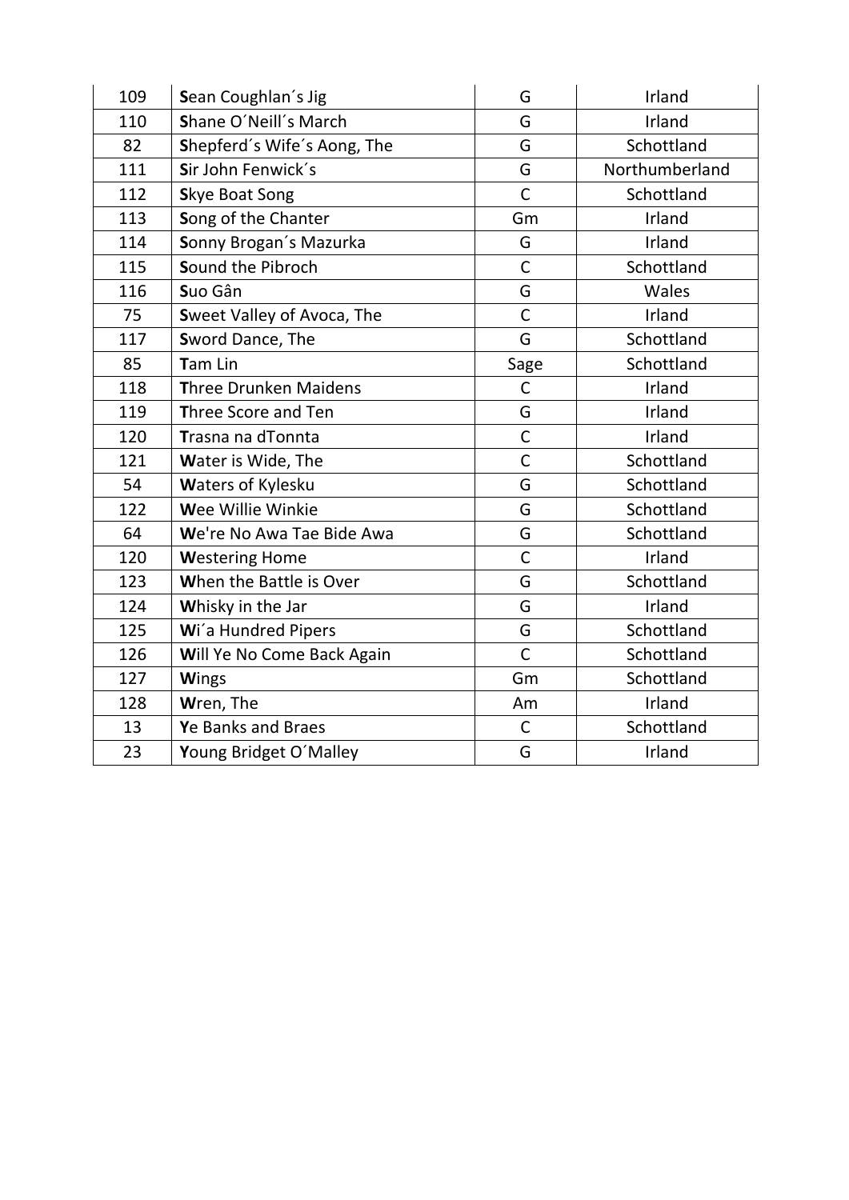| | | | |
|---|---|---|---|
| 109 | **S**ean Coughlan´s Jig | G | Irland |
| 110 | **S**hane O´Neill´s March | G | Irland |
| 82 | **S**hepferd´s Wife´s Aong, The | G | Schottland |
| 111 | **S**ir John Fenwick´s | G | Northumberland |
| 112 | **S**kye Boat Song | C | Schottland |
| 113 | **S**ong of the Chanter | Gm | Irland |
| 114 | **S**onny Brogan´s Mazurka | G | Irland |
| 115 | **S**ound the Pibroch | C | Schottland |
| 116 | **S**uo Gân | G | Wales |
| 75 | **S**weet Valley of Avoca, The | C | Irland |
| 117 | **S**word Dance, The | G | Schottland |
| 85 | **T**am Lin | Sage | Schottland |
| 118 | **T**hree Drunken Maidens | C | Irland |
| 119 | **T**hree Score and Ten | G | Irland |
| 120 | **T**rasna na dTonnta | C | Irland |
| 121 | **W**ater is Wide, The | C | Schottland |
| 54 | **W**aters of Kylesku | G | Schottland |
| 122 | **W**ee Willie Winkie | G | Schottland |
| 64 | **W**e're No Awa Tae Bide Awa | G | Schottland |
| 120 | **W**estering Home | C | Irland |
| 123 | **W**hen the Battle is Over | G | Schottland |
| 124 | **W**hisky in the Jar | G | Irland |
| 125 | **W**i´a Hundred Pipers | G | Schottland |
| 126 | **W**ill Ye No Come Back Again | C | Schottland |
| 127 | **W**ings | Gm | Schottland |
| 128 | **W**ren, The | Am | Irland |
| 13 | **Ye** Banks and Braes | C | Schottland |
| 23 | **Y**oung Bridget O´Malley | G | Irland |